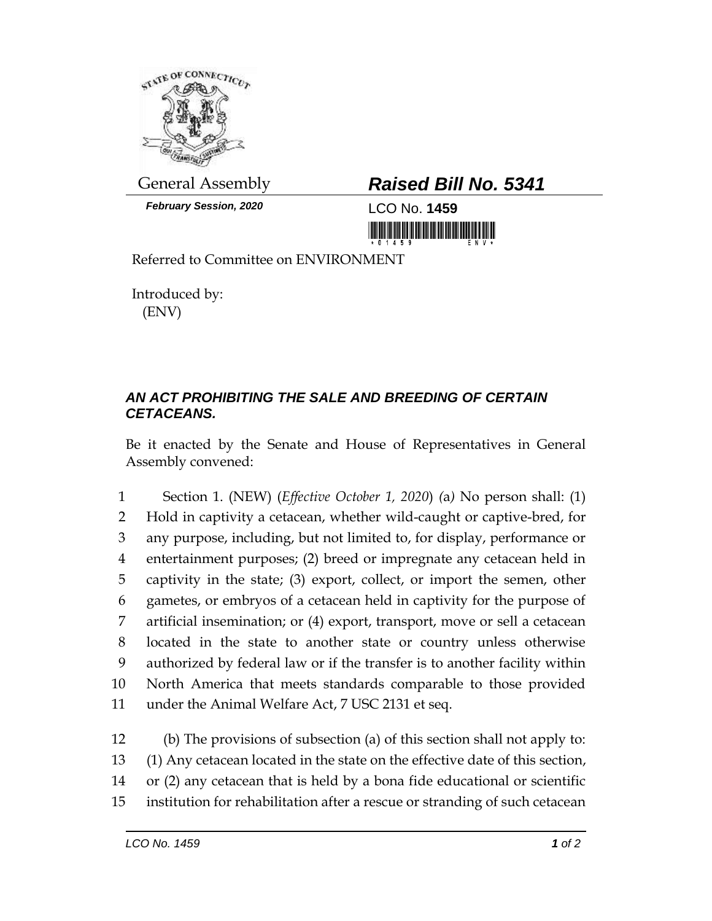General Assembly

***February Session, 2020***

# ***Raised Bill No. 5341***

LCO No. **1459**

Referred to Committee on ENVIRONMENT

Introduced by:
(ENV)

## ***AN ACT PROHIBITING THE SALE AND BREEDING OF CERTAIN CETACEANS.***

Be it enacted by the Senate and House of Representatives in General Assembly convened:

Section 1. (NEW) (*Effective October 1, 2020*) (a) No person shall: (1) Hold in captivity a cetacean, whether wild-caught or captive-bred, for any purpose, including, but not limited to, for display, performance or entertainment purposes; (2) breed or impregnate any cetacean held in captivity in the state; (3) export, collect, or import the semen, other gametes, or embryos of a cetacean held in captivity for the purpose of artificial insemination; or (4) export, transport, move or sell a cetacean located in the state to another state or country unless otherwise authorized by federal law or if the transfer is to another facility within North America that meets standards comparable to those provided under the Animal Welfare Act, 7 USC 2131 et seq.

(b) The provisions of subsection (a) of this section shall not apply to: (1) Any cetacean located in the state on the effective date of this section, or (2) any cetacean that is held by a bona fide educational or scientific institution for rehabilitation after a rescue or stranding of such cetacean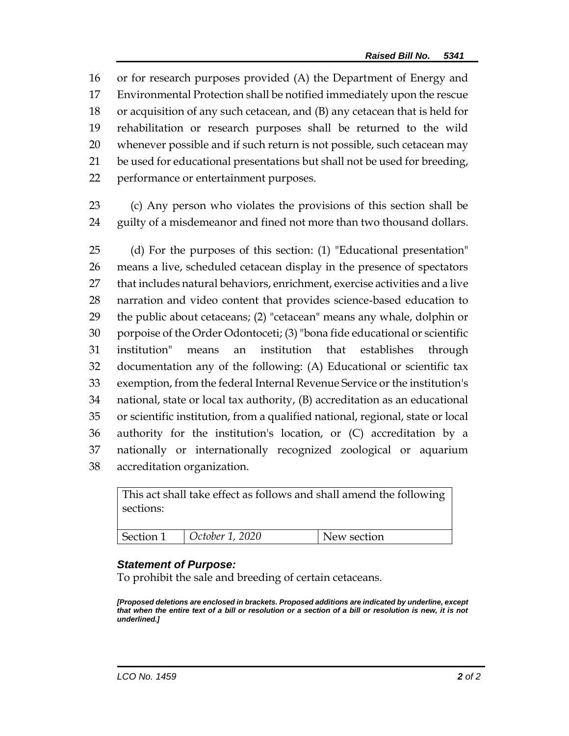or for research purposes provided (A) the Department of Energy and Environmental Protection shall be notified immediately upon the rescue or acquisition of any such cetacean, and (B) any cetacean that is held for rehabilitation or research purposes shall be returned to the wild whenever possible and if such return is not possible, such cetacean may be used for educational presentations but shall not be used for breeding, performance or entertainment purposes.

(c) Any person who violates the provisions of this section shall be guilty of a misdemeanor and fined not more than two thousand dollars.

(d) For the purposes of this section: (1) "Educational presentation" means a live, scheduled cetacean display in the presence of spectators that includes natural behaviors, enrichment, exercise activities and a live narration and video content that provides science-based education to the public about cetaceans; (2) "cetacean" means any whale, dolphin or porpoise of the Order Odontoceti; (3) "bona fide educational or scientific institution" means an institution that establishes through documentation any of the following: (A) Educational or scientific tax exemption, from the federal Internal Revenue Service or the institution's national, state or local tax authority, (B) accreditation as an educational or scientific institution, from a qualified national, regional, state or local authority for the institution's location, or (C) accreditation by a nationally or internationally recognized zoological or aquarium accreditation organization.

| This act shall take effect as follows and shall amend the following sections: | | |
|---|---|---|
| Section 1 | *October 1, 2020* | New section |

### *Statement of Purpose:*

To prohibit the sale and breeding of certain cetaceans.

***[Proposed deletions are enclosed in brackets. Proposed additions are indicated by underline, except that when the entire text of a bill or resolution or a section of a bill or resolution is new, it is not underlined.]***